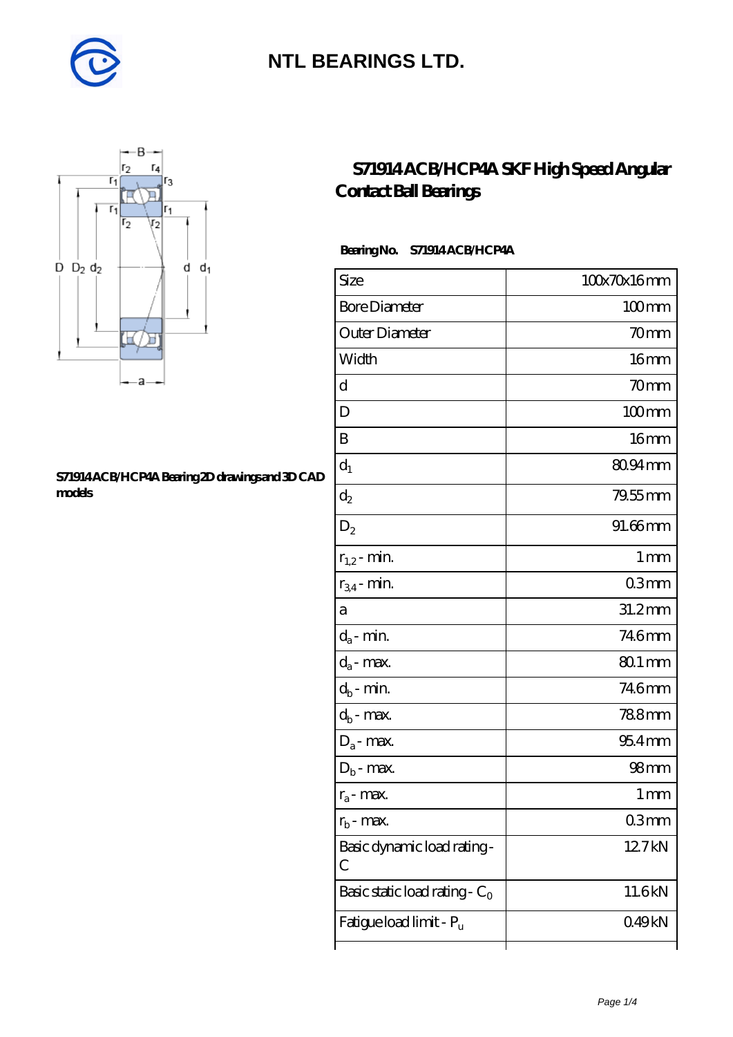# NTL BEARINGS LTD.

## S71914 ACB/HCP4A SKF High Speed Angular Contact Ball Bearings

S71914 ACB/HCP4A Bearing 2D drawings and 3D CAD models

**Bearing No.** S71914 ACB/HCP4A

| Size | 100x70x16 mm |
|---|---|
| Bore Diameter | 100 mm |
| Outer Diameter | 70 mm |
| Width | 16 mm |
| d | 70 mm |
| D | 100 mm |
| B | 16 mm |
| $d_1$ | 80.94 mm |
| $d_2$ | 79.55 mm |
| $D_2$ | 91.66 mm |
| $r_{1,2}$ - min. | 1 mm |
| $r_{3,4}$ - min. | 0.3 mm |
| a | 31.2 mm |
| $d_a$ - min. | 74.6 mm |
| $d_a$ - max. | 80.1 mm |
| $d_b$ - min. | 74.6 mm |
| $d_b$ - max. | 78.8 mm |
| $D_a$ - max. | 95.4 mm |
| $D_b$ - max. | 98 mm |
| $r_a$ - max. | 1 mm |
| $r_b$ - max. | 0.3 mm |
| Basic dynamic load rating - C | 12.7 kN |
| Basic static load rating - $C_0$ | 11.6 kN |
| Fatigue load limit - $P_u$ | 0.49 kN |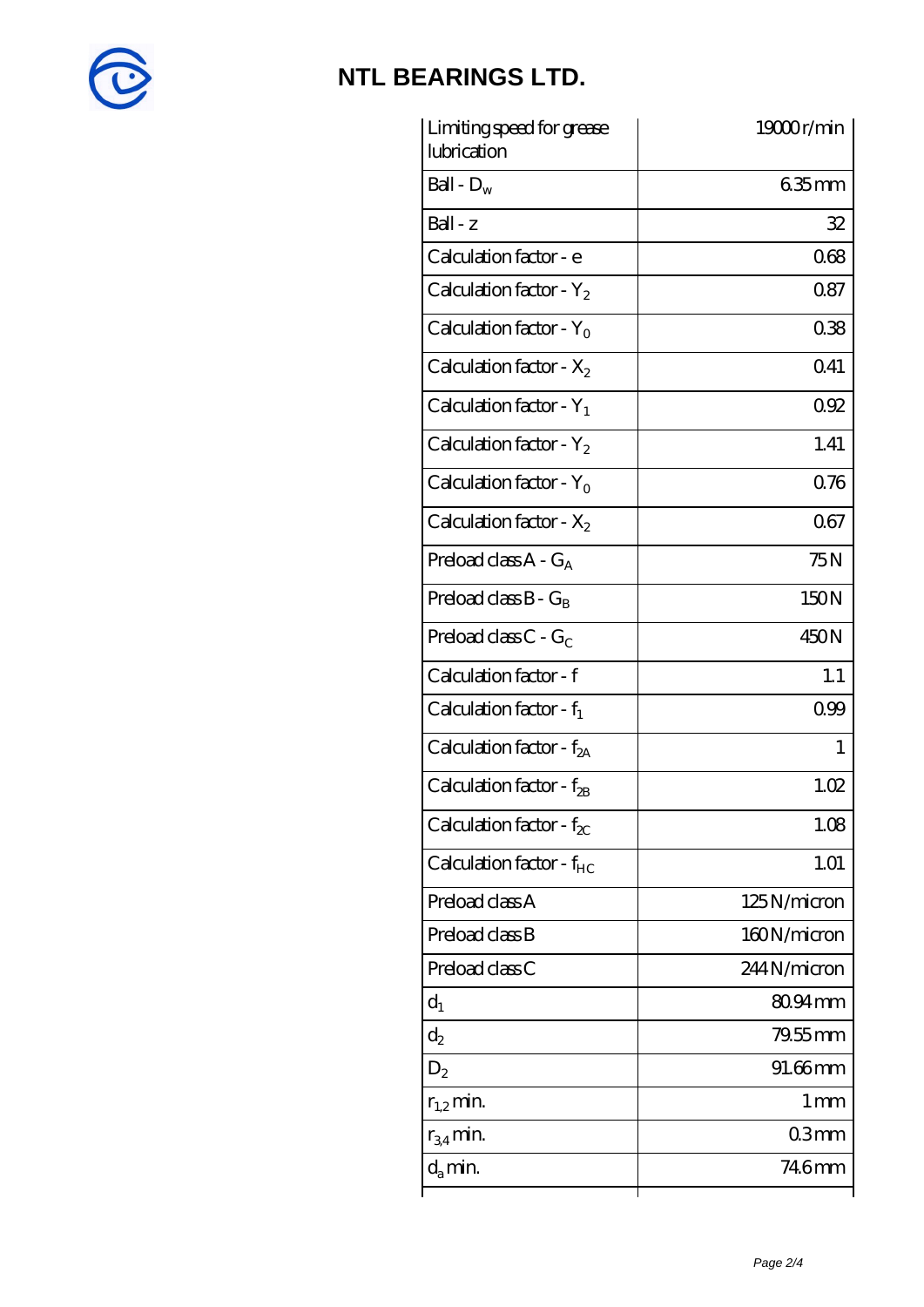# NTL BEARINGS LTD.

| | |
|---|---|
| Limiting speed for grease lubrication | 19000 r/min |
| Ball - $D_w$ | 6.35 mm |
| Ball - z | 32 |
| Calculation factor - e | 0.68 |
| Calculation factor - $Y_2$ | 0.87 |
| Calculation factor - $Y_0$ | 0.38 |
| Calculation factor - $X_2$ | 0.41 |
| Calculation factor - $Y_1$ | 0.92 |
| Calculation factor - $Y_2$ | 1.41 |
| Calculation factor - $Y_0$ | 0.76 |
| Calculation factor - $X_2$ | 0.67 |
| Preload class A - $G_A$ | 75 N |
| Preload class B - $G_B$ | 150 N |
| Preload class C - $G_C$ | 450 N |
| Calculation factor - f | 1.1 |
| Calculation factor - $f_1$ | 0.99 |
| Calculation factor - $f_{2A}$ | 1 |
| Calculation factor - $f_{2B}$ | 1.02 |
| Calculation factor - $f_{2C}$ | 1.08 |
| Calculation factor - $f_{HC}$ | 1.01 |
| Preload class A | 125 N/micron |
| Preload class B | 160 N/micron |
| Preload class C | 244 N/micron |
| $d_1$ | 80.94 mm |
| $d_2$ | 79.55 mm |
| $D_2$ | 91.66 mm |
| $r_{1,2}$ min. | 1 mm |
| $r_{3,4}$ min. | 0.3 mm |
| $d_a$ min. | 74.6 mm |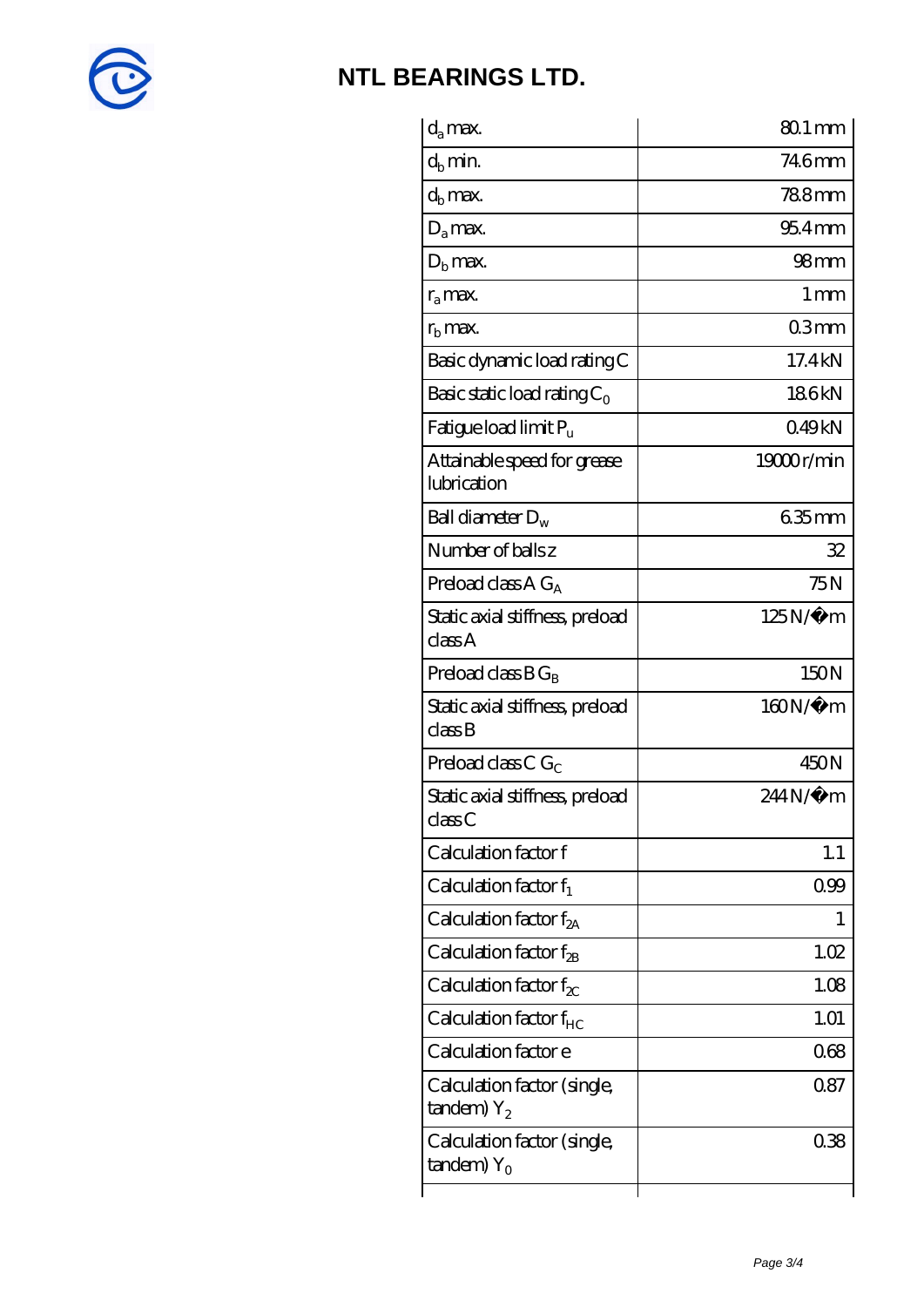# NTL BEARINGS LTD.

| | |
|---|---|
| $d_a$ max. | 80.1 mm |
| $d_b$ min. | 74.6 mm |
| $d_b$ max. | 78.8 mm |
| $D_a$ max. | 95.4 mm |
| $D_b$ max. | 98 mm |
| $r_a$ max. | 1 mm |
| $r_b$ max. | 0.3 mm |
| Basic dynamic load rating C | 17.4 kN |
| Basic static load rating $C_0$ | 18.6 kN |
| Fatigue load limit $P_u$ | 0.49 kN |
| Attainable speed for grease lubrication | 19000 r/min |
| Ball diameter $D_w$ | 6.35 mm |
| Number of balls z | 32 |
| Preload class A $G_A$ | 75 N |
| Static axial stiffness, preload class A | 125 N/�m |
| Preload class B $G_B$ | 150 N |
| Static axial stiffness, preload class B | 160 N/�m |
| Preload class C $G_C$ | 450 N |
| Static axial stiffness, preload class C | 244 N/�m |
| Calculation factor f | 1.1 |
| Calculation factor $f_1$ | 0.99 |
| Calculation factor $f_{2A}$ | 1 |
| Calculation factor $f_{2B}$ | 1.02 |
| Calculation factor $f_{2C}$ | 1.08 |
| Calculation factor $f_{HC}$ | 1.01 |
| Calculation factor e | 0.68 |
| Calculation factor (single, tandem) $Y_2$ | 0.87 |
| Calculation factor (single, tandem) $Y_0$ | 0.38 |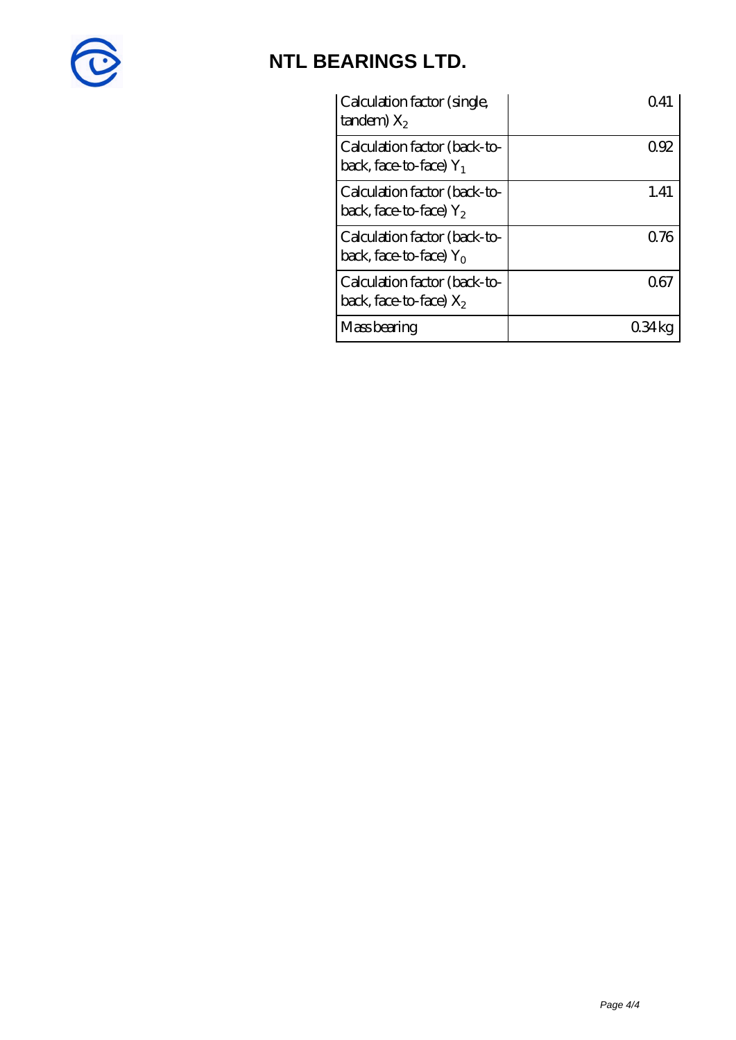# NTL BEARINGS LTD.

| | |
|---|---|
| Calculation factor (single, tandem) $X_2$ | 0.41 |
| Calculation factor (back-to-back, face-to-face) $Y_1$ | 0.92 |
| Calculation factor (back-to-back, face-to-face) $Y_2$ | 1.41 |
| Calculation factor (back-to-back, face-to-face) $Y_0$ | 0.76 |
| Calculation factor (back-to-back, face-to-face) $X_2$ | 0.67 |
| Mass bearing | 0.34 kg |